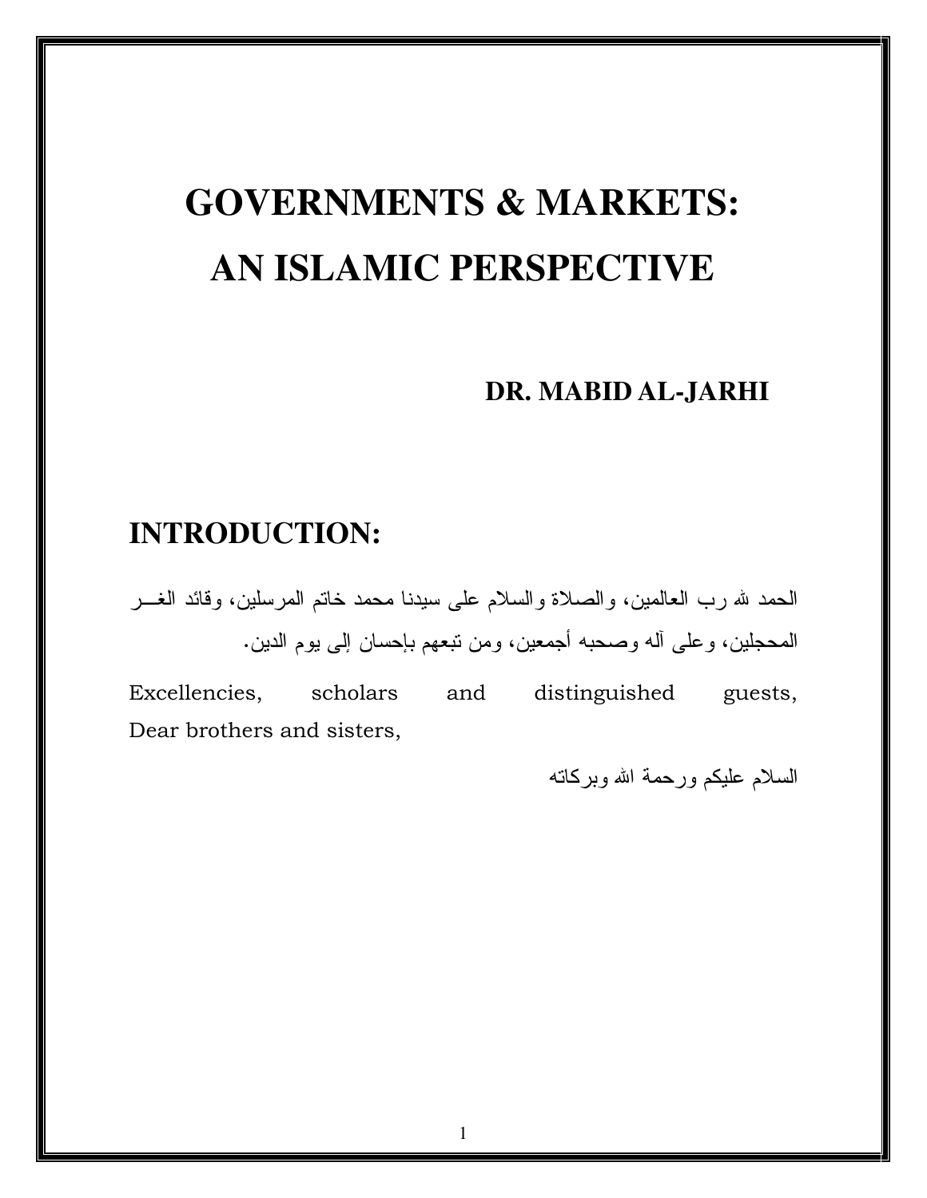# GOVERNMENTS & MARKETS: AN ISLAMIC PERSPECTIVE

**DR. MABID AL-JARHI**

## INTRODUCTION:

الحمد لله رب العالمين، والصلاة والسلام على سيدنا محمد خاتم المرسلين، وقائد الغر المحجلين، وعلى آله وصحبه أجمعين، ومن تبعهم بإحسان إلى يوم الدين.

Excellencies, scholars and distinguished guests,
Dear brothers and sisters,

السلام عليكم ورحمة الله وبركاته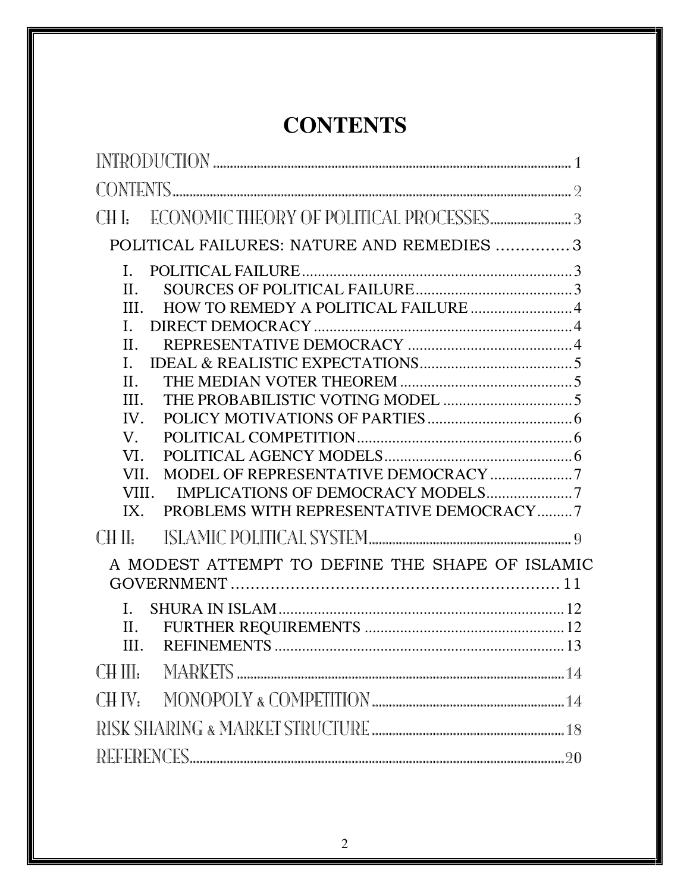# CONTENTS

INTRODUCTION .......... 1

CONTENTS .......... 2

CH I: ECONOMIC THEORY OF POLITICAL PROCESSES .......... 3

POLITICAL FAILURES: NATURE AND REMEDIES .......... 3

I. POLITICAL FAILURE .......... 3
II. SOURCES OF POLITICAL FAILURE .......... 3
III. HOW TO REMEDY A POLITICAL FAILURE .......... 4
I. DIRECT DEMOCRACY .......... 4
II. REPRESENTATIVE DEMOCRACY .......... 4
I. IDEAL & REALISTIC EXPECTATIONS .......... 5
II. THE MEDIAN VOTER THEOREM .......... 5
III. THE PROBABILISTIC VOTING MODEL .......... 5
IV. POLICY MOTIVATIONS OF PARTIES .......... 6
V. POLITICAL COMPETITION .......... 6
VI. POLITICAL AGENCY MODELS .......... 6
VII. MODEL OF REPRESENTATIVE DEMOCRACY .......... 7
VIII. IMPLICATIONS OF DEMOCRACY MODELS .......... 7
IX. PROBLEMS WITH REPRESENTATIVE DEMOCRACY .......... 7

CH II: ISLAMIC POLITICAL SYSTEM .......... 9

A MODEST ATTEMPT TO DEFINE THE SHAPE OF ISLAMIC GOVERNMENT .......... 11

I. SHURA IN ISLAM .......... 12
II. FURTHER REQUIREMENTS .......... 12
III. REFINEMENTS .......... 13

CH III: MARKETS .......... 14

CH IV: MONOPOLY & COMPETITION .......... 14

RISK SHARING & MARKET STRUCTURE .......... 18

REFERENCES .......... 20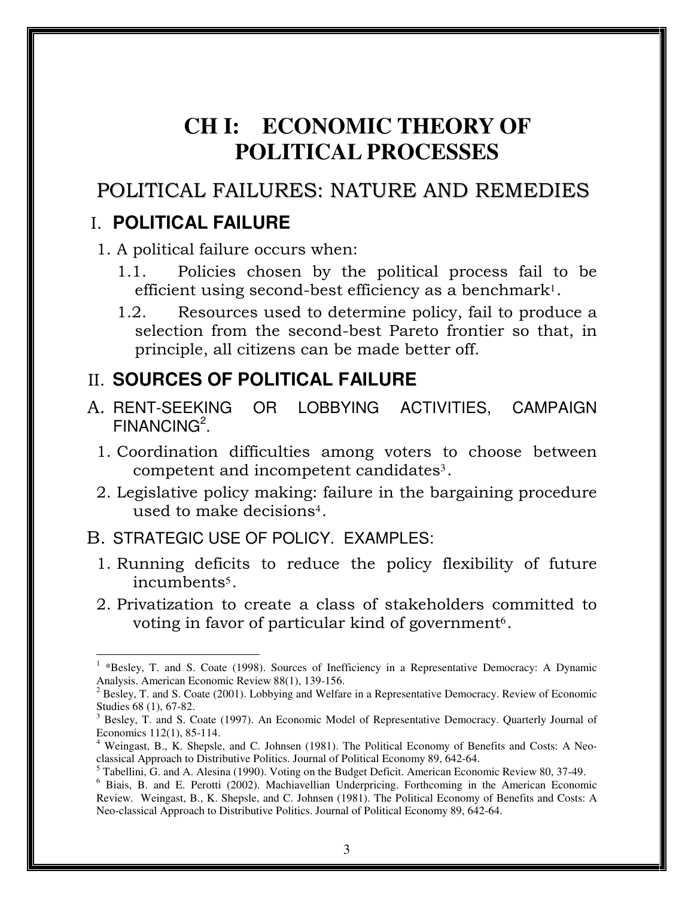# CH I: ECONOMIC THEORY OF POLITICAL PROCESSES

## POLITICAL FAILURES: NATURE AND REMEDIES

### I. POLITICAL FAILURE

1. A political failure occurs when:
   1.1. Policies chosen by the political process fail to be efficient using second-best efficiency as a benchmark[1].
   1.2. Resources used to determine policy, fail to produce a selection from the second-best Pareto frontier so that, in principle, all citizens can be made better off.

### II. SOURCES OF POLITICAL FAILURE

A. RENT-SEEKING OR LOBBYING ACTIVITIES, CAMPAIGN FINANCING[2].

1. Coordination difficulties among voters to choose between competent and incompetent candidates[3].
2. Legislative policy making: failure in the bargaining procedure used to make decisions[4].

B. STRATEGIC USE OF POLICY. EXAMPLES:

1. Running deficits to reduce the policy flexibility of future incumbents[5].
2. Privatization to create a class of stakeholders committed to voting in favor of particular kind of government[6].

---

[1] *Besley, T. and S. Coate (1998). Sources of Inefficiency in a Representative Democracy: A Dynamic Analysis. American Economic Review 88(1), 139-156.

[2] Besley, T. and S. Coate (2001). Lobbying and Welfare in a Representative Democracy. Review of Economic Studies 68 (1), 67-82.

[3] Besley, T. and S. Coate (1997). An Economic Model of Representative Democracy. Quarterly Journal of Economics 112(1), 85-114.

[4] Weingast, B., K. Shepsle, and C. Johnsen (1981). The Political Economy of Benefits and Costs: A Neo-classical Approach to Distributive Politics. Journal of Political Economy 89, 642-64.

[5] Tabellini, G. and A. Alesina (1990). Voting on the Budget Deficit. American Economic Review 80, 37-49.

[6] Biais, B. and E. Perotti (2002). Machiavellian Underpricing. Forthcoming in the American Economic Review. Weingast, B., K. Shepsle, and C. Johnsen (1981). The Political Economy of Benefits and Costs: A Neo-classical Approach to Distributive Politics. Journal of Political Economy 89, 642-64.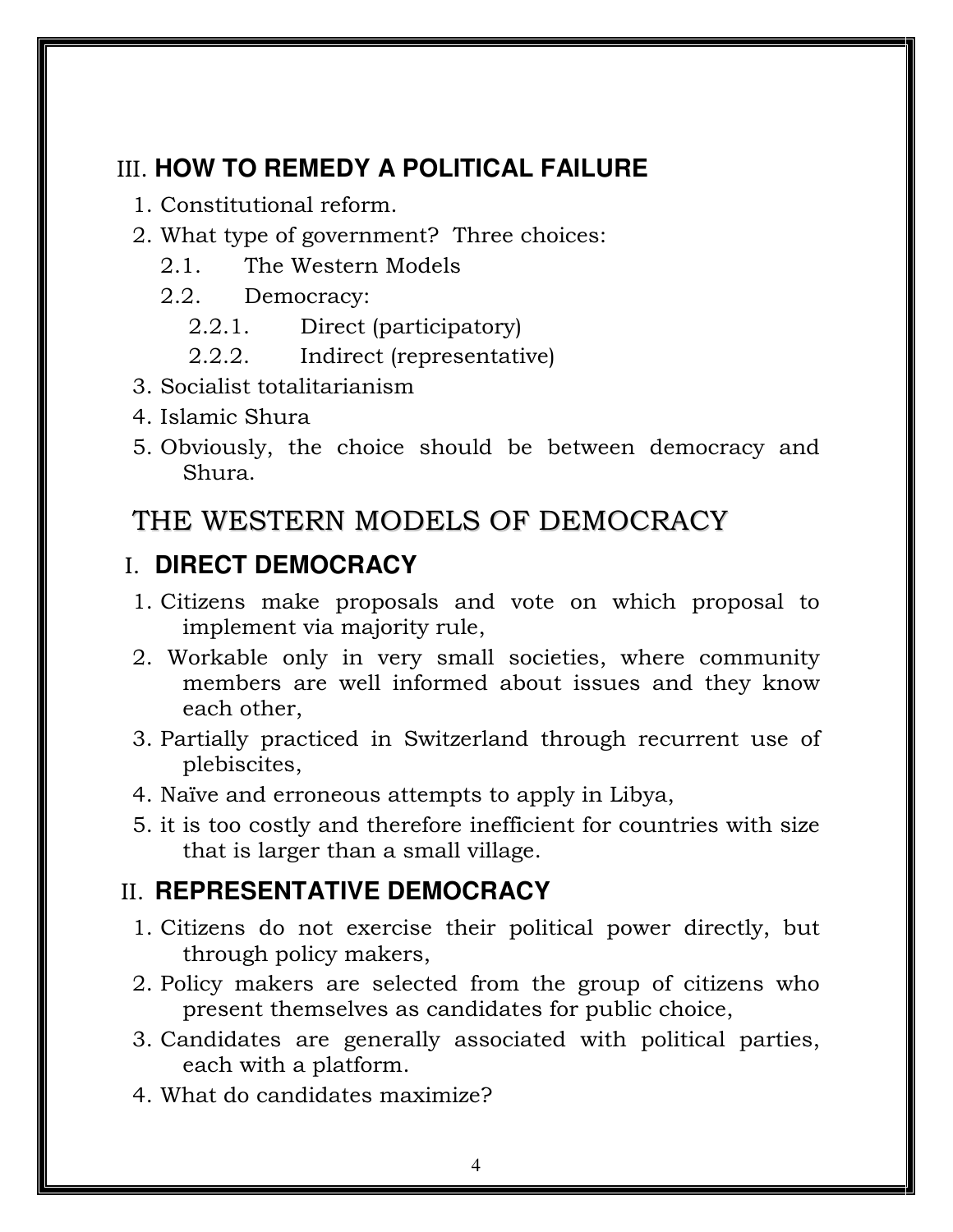## III. **HOW TO REMEDY A POLITICAL FAILURE**

1. Constitutional reform.
2. What type of government? Three choices:
   - 2.1. The Western Models
   - 2.2. Democracy:
     - 2.2.1. Direct (participatory)
     - 2.2.2. Indirect (representative)
3. Socialist totalitarianism
4. Islamic Shura
5. Obviously, the choice should be between democracy and Shura.

# THE WESTERN MODELS OF DEMOCRACY

## I. **DIRECT DEMOCRACY**

1. Citizens make proposals and vote on which proposal to implement via majority rule,
2. Workable only in very small societies, where community members are well informed about issues and they know each other,
3. Partially practiced in Switzerland through recurrent use of plebiscites,
4. Naïve and erroneous attempts to apply in Libya,
5. it is too costly and therefore inefficient for countries with size that is larger than a small village.

## II. **REPRESENTATIVE DEMOCRACY**

1. Citizens do not exercise their political power directly, but through policy makers,
2. Policy makers are selected from the group of citizens who present themselves as candidates for public choice,
3. Candidates are generally associated with political parties, each with a platform.
4. What do candidates maximize?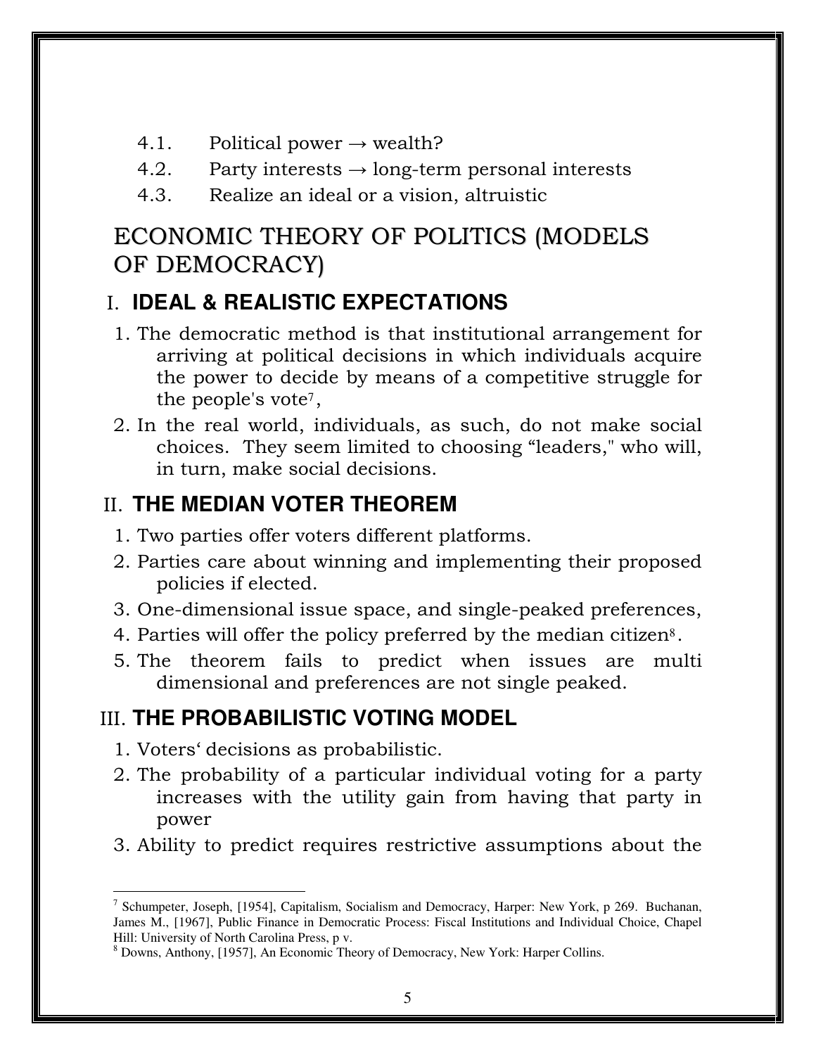4.1. Political power → wealth?
4.2. Party interests → long-term personal interests
4.3. Realize an ideal or a vision, altruistic

# ECONOMIC THEORY OF POLITICS (MODELS OF DEMOCRACY)

## I. IDEAL & REALISTIC EXPECTATIONS

1. The democratic method is that institutional arrangement for arriving at political decisions in which individuals acquire the power to decide by means of a competitive struggle for the people's vote[7],
2. In the real world, individuals, as such, do not make social choices. They seem limited to choosing "leaders," who will, in turn, make social decisions.

## II. THE MEDIAN VOTER THEOREM

1. Two parties offer voters different platforms.
2. Parties care about winning and implementing their proposed policies if elected.
3. One-dimensional issue space, and single-peaked preferences,
4. Parties will offer the policy preferred by the median citizen[8].
5. The theorem fails to predict when issues are multi dimensional and preferences are not single peaked.

## III. THE PROBABILISTIC VOTING MODEL

1. Voters' decisions as probabilistic.
2. The probability of a particular individual voting for a party increases with the utility gain from having that party in power
3. Ability to predict requires restrictive assumptions about the

---

[7] Schumpeter, Joseph, [1954], Capitalism, Socialism and Democracy, Harper: New York, p 269. Buchanan, James M., [1967], Public Finance in Democratic Process: Fiscal Institutions and Individual Choice, Chapel Hill: University of North Carolina Press, p v.

[8] Downs, Anthony, [1957], An Economic Theory of Democracy, New York: Harper Collins.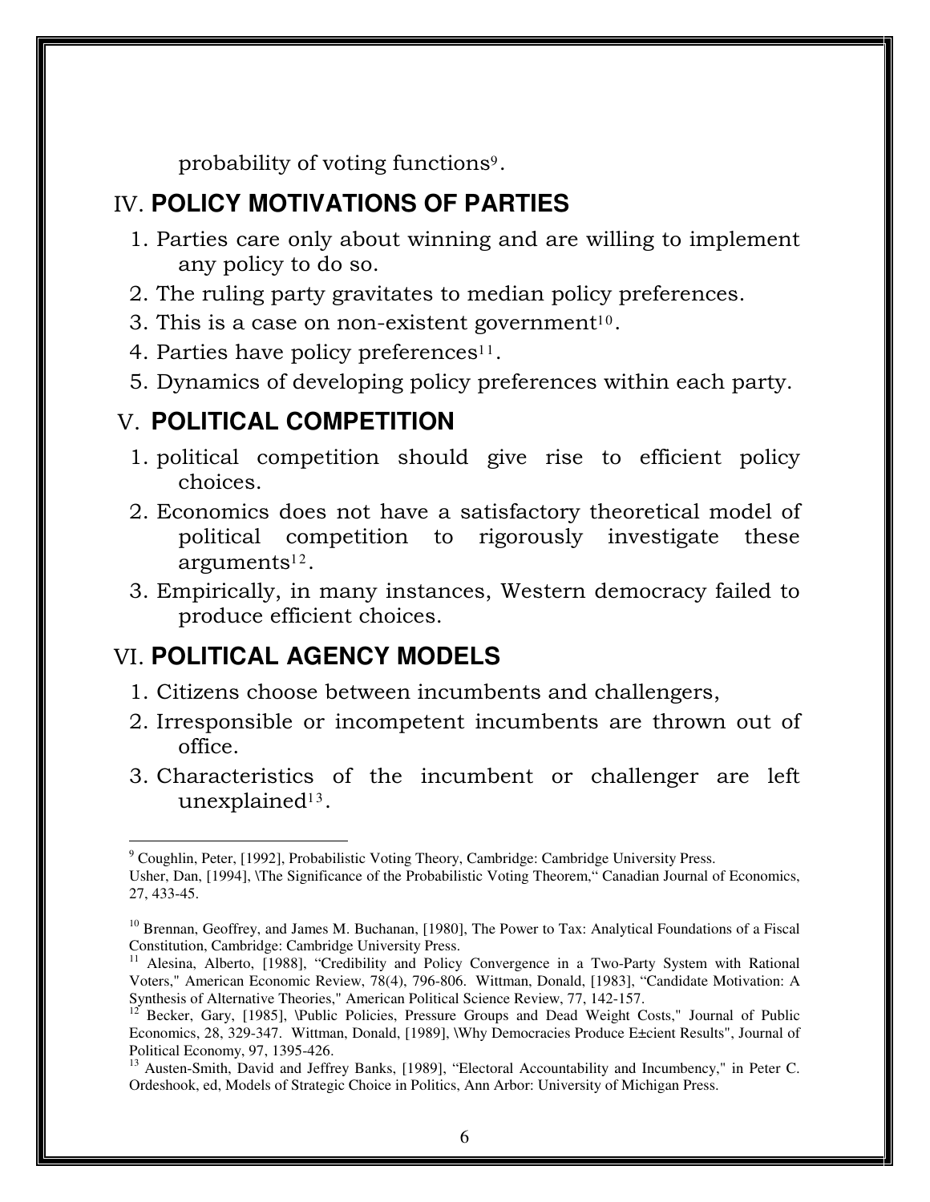probability of voting functions[9].

## IV. **POLICY MOTIVATIONS OF PARTIES**

1. Parties care only about winning and are willing to implement any policy to do so.
2. The ruling party gravitates to median policy preferences.
3. This is a case on non-existent government[10].
4. Parties have policy preferences[11].
5. Dynamics of developing policy preferences within each party.

## V. **POLITICAL COMPETITION**

1. political competition should give rise to efficient policy choices.
2. Economics does not have a satisfactory theoretical model of political competition to rigorously investigate these arguments[12].
3. Empirically, in many instances, Western democracy failed to produce efficient choices.

## VI. **POLITICAL AGENCY MODELS**

1. Citizens choose between incumbents and challengers,
2. Irresponsible or incompetent incumbents are thrown out of office.
3. Characteristics of the incumbent or challenger are left unexplained[13].

---

[9] Coughlin, Peter, [1992], Probabilistic Voting Theory, Cambridge: Cambridge University Press.
Usher, Dan, [1994], \The Significance of the Probabilistic Voting Theorem," Canadian Journal of Economics, 27, 433-45.

[10] Brennan, Geoffrey, and James M. Buchanan, [1980], The Power to Tax: Analytical Foundations of a Fiscal Constitution, Cambridge: Cambridge University Press.

[11] Alesina, Alberto, [1988], "Credibility and Policy Convergence in a Two-Party System with Rational Voters," American Economic Review, 78(4), 796-806. Wittman, Donald, [1983], "Candidate Motivation: A Synthesis of Alternative Theories," American Political Science Review, 77, 142-157.

[12] Becker, Gary, [1985], \Public Policies, Pressure Groups and Dead Weight Costs," Journal of Public Economics, 28, 329-347. Wittman, Donald, [1989], \Why Democracies Produce E±cient Results", Journal of Political Economy, 97, 1395-426.

[13] Austen-Smith, David and Jeffrey Banks, [1989], "Electoral Accountability and Incumbency," in Peter C. Ordeshook, ed, Models of Strategic Choice in Politics, Ann Arbor: University of Michigan Press.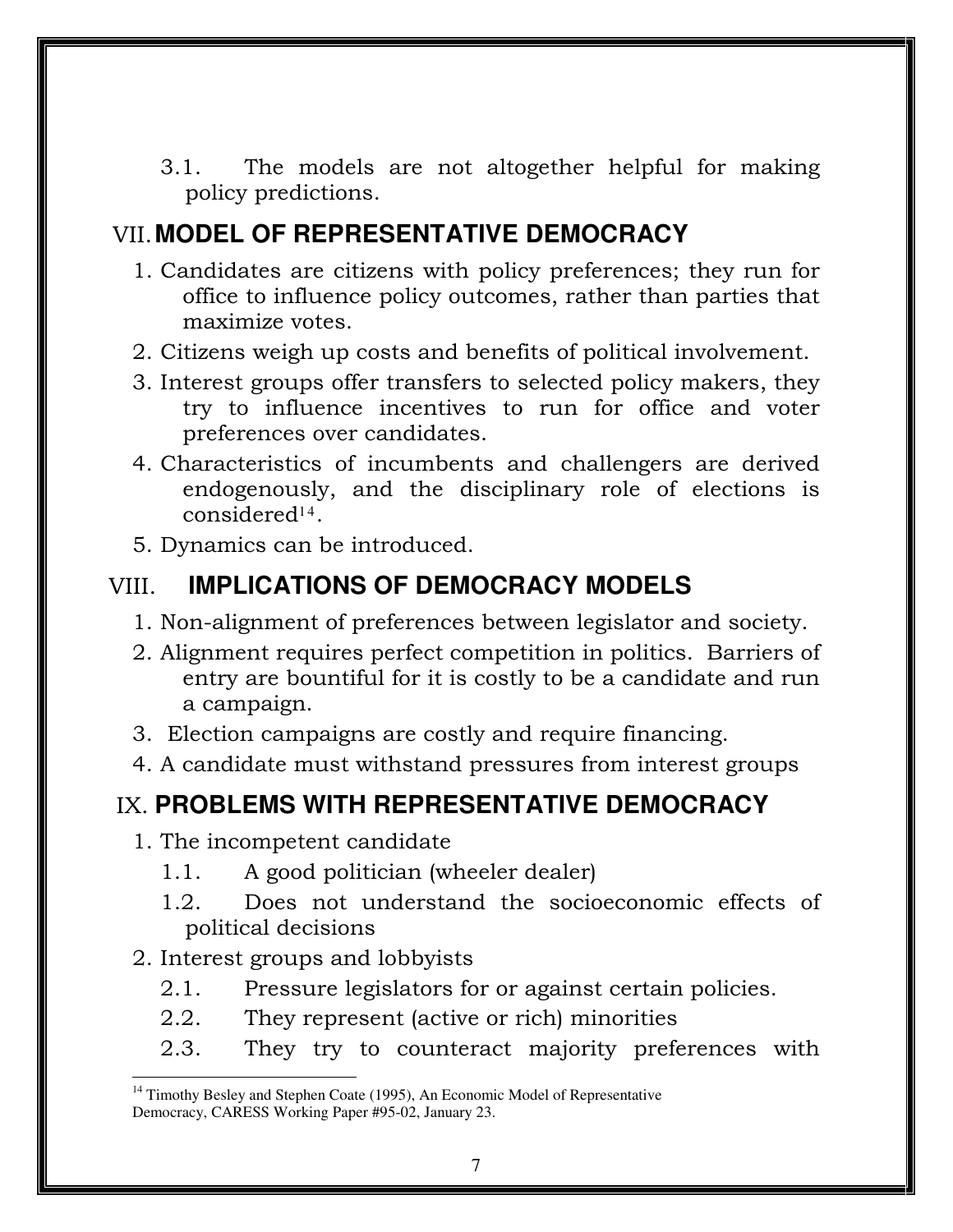3.1. The models are not altogether helpful for making policy predictions.

## VII. MODEL OF REPRESENTATIVE DEMOCRACY

1. Candidates are citizens with policy preferences; they run for office to influence policy outcomes, rather than parties that maximize votes.
2. Citizens weigh up costs and benefits of political involvement.
3. Interest groups offer transfers to selected policy makers, they try to influence incentives to run for office and voter preferences over candidates.
4. Characteristics of incumbents and challengers are derived endogenously, and the disciplinary role of elections is considered[14].
5. Dynamics can be introduced.

## VIII. IMPLICATIONS OF DEMOCRACY MODELS

1. Non-alignment of preferences between legislator and society.
2. Alignment requires perfect competition in politics. Barriers of entry are bountiful for it is costly to be a candidate and run a campaign.
3. Election campaigns are costly and require financing.
4. A candidate must withstand pressures from interest groups

## IX. PROBLEMS WITH REPRESENTATIVE DEMOCRACY

1. The incompetent candidate
   - 1.1. A good politician (wheeler dealer)
   - 1.2. Does not understand the socioeconomic effects of political decisions
2. Interest groups and lobbyists
   - 2.1. Pressure legislators for or against certain policies.
   - 2.2. They represent (active or rich) minorities
   - 2.3. They try to counteract majority preferences with

---

[14] Timothy Besley and Stephen Coate (1995), An Economic Model of Representative Democracy, CARESS Working Paper #95-02, January 23.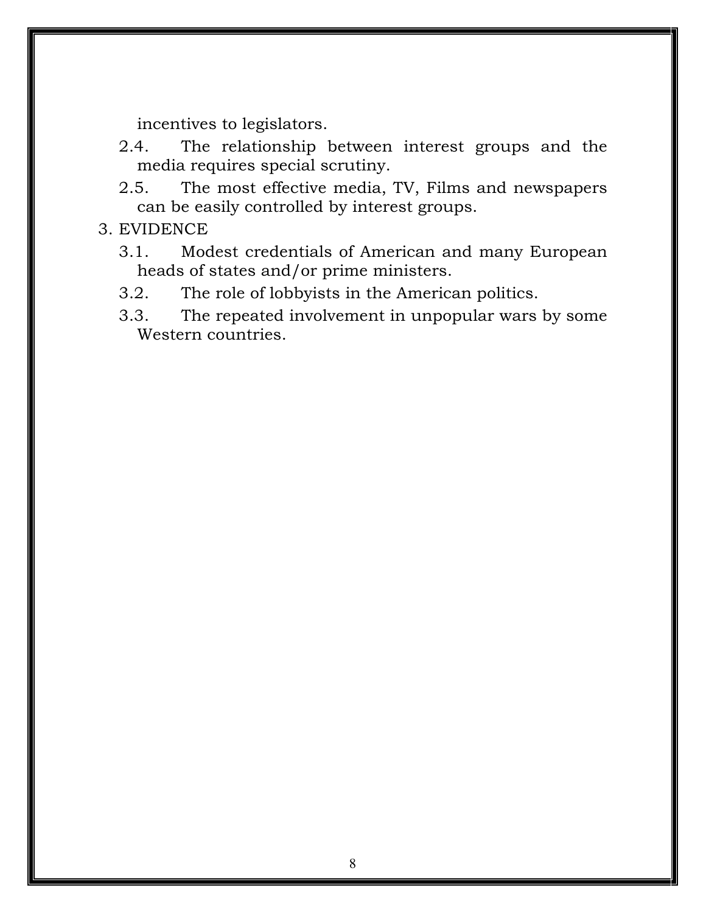incentives to legislators.

2.4. The relationship between interest groups and the media requires special scrutiny.

2.5. The most effective media, TV, Films and newspapers can be easily controlled by interest groups.

3. EVIDENCE

   3.1. Modest credentials of American and many European heads of states and/or prime ministers.

   3.2. The role of lobbyists in the American politics.

   3.3. The repeated involvement in unpopular wars by some Western countries.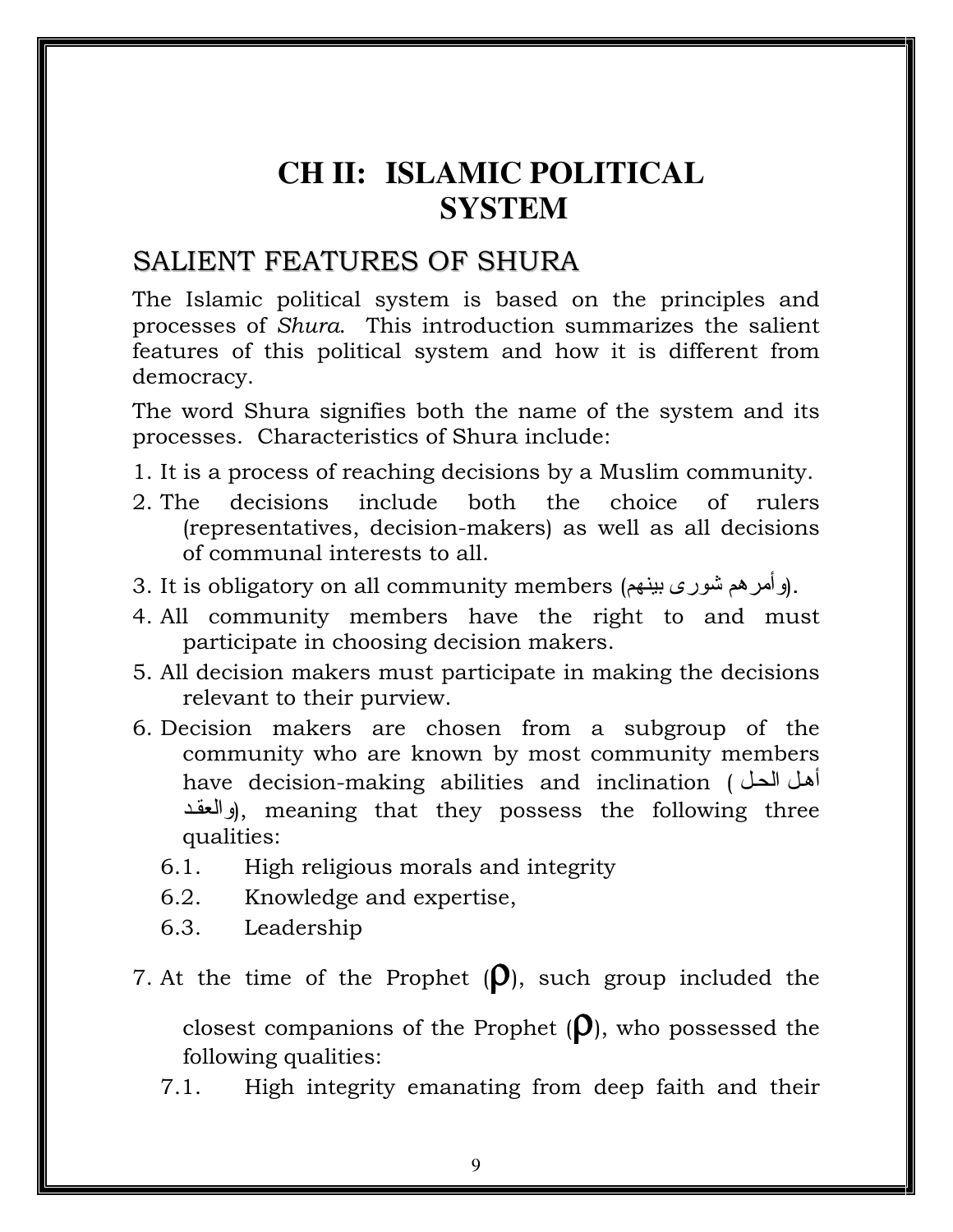# CH II: ISLAMIC POLITICAL SYSTEM

## SALIENT FEATURES OF SHURA

The Islamic political system is based on the principles and processes of *Shura*. This introduction summarizes the salient features of this political system and how it is different from democracy.

The word Shura signifies both the name of the system and its processes. Characteristics of Shura include:

1. It is a process of reaching decisions by a Muslim community.
2. The decisions include both the choice of rulers (representatives, decision-makers) as well as all decisions of communal interests to all.
3. It is obligatory on all community members (وأمرهم شورى بينهم).
4. All community members have the right to and must participate in choosing decision makers.
5. All decision makers must participate in making the decisions relevant to their purview.
6. Decision makers are chosen from a subgroup of the community who are known by most community members have decision-making abilities and inclination (أهل الحل والعقد), meaning that they possess the following three qualities:
   - 6.1. High religious morals and integrity
   - 6.2. Knowledge and expertise,
   - 6.3. Leadership
7. At the time of the Prophet (ρ), such group included the closest companions of the Prophet (ρ), who possessed the following qualities:
   - 7.1. High integrity emanating from deep faith and their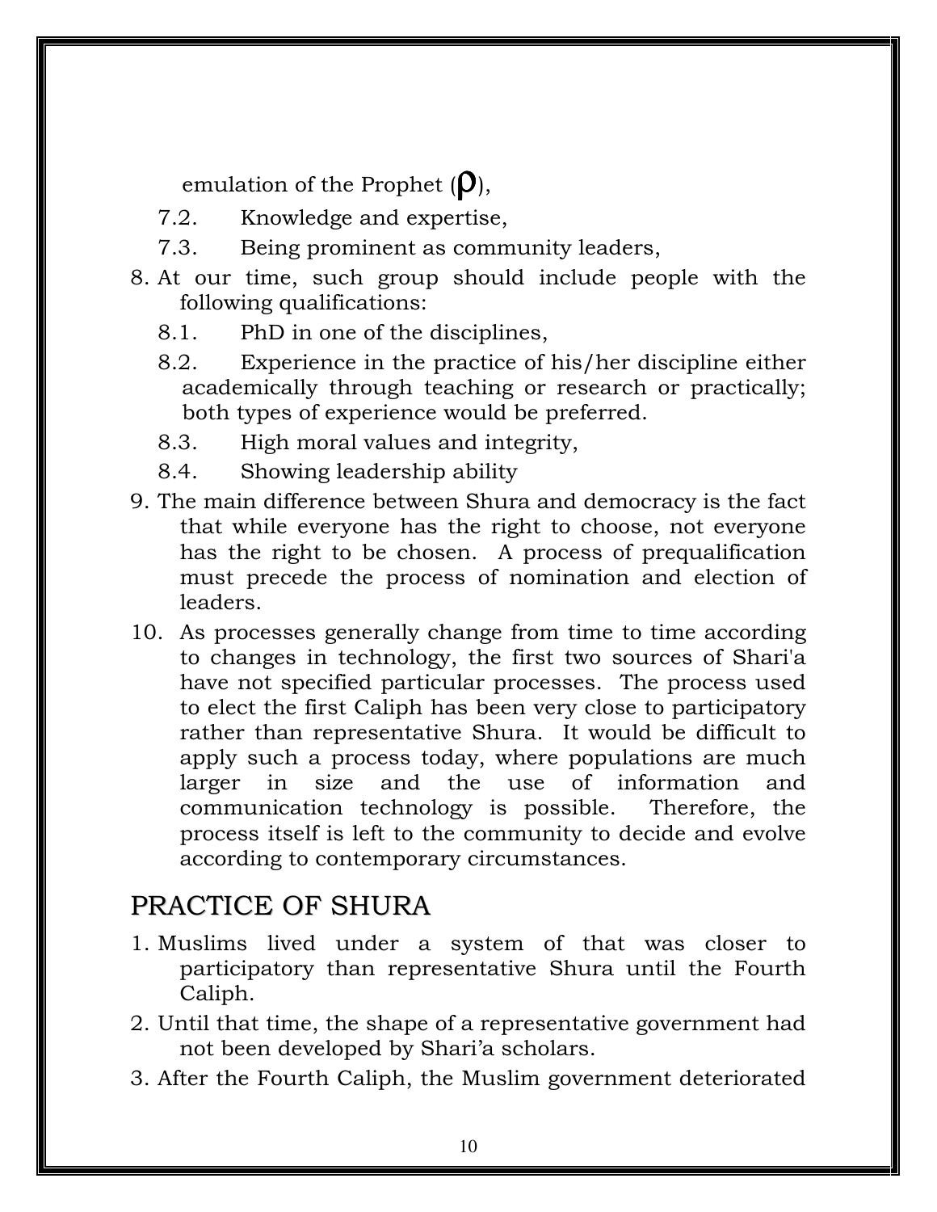emulation of the Prophet (ρ),

   7.2. Knowledge and expertise,
   7.3. Being prominent as community leaders,

8. At our time, such group should include people with the following qualifications:
   8.1. PhD in one of the disciplines,
   8.2. Experience in the practice of his/her discipline either academically through teaching or research or practically; both types of experience would be preferred.
   8.3. High moral values and integrity,
   8.4. Showing leadership ability
9. The main difference between Shura and democracy is the fact that while everyone has the right to choose, not everyone has the right to be chosen. A process of prequalification must precede the process of nomination and election of leaders.
10. As processes generally change from time to time according to changes in technology, the first two sources of Shari'a have not specified particular processes. The process used to elect the first Caliph has been very close to participatory rather than representative Shura. It would be difficult to apply such a process today, where populations are much larger in size and the use of information and communication technology is possible. Therefore, the process itself is left to the community to decide and evolve according to contemporary circumstances.

## PRACTICE OF SHURA

1. Muslims lived under a system of that was closer to participatory than representative Shura until the Fourth Caliph.
2. Until that time, the shape of a representative government had not been developed by Shari'a scholars.
3. After the Fourth Caliph, the Muslim government deteriorated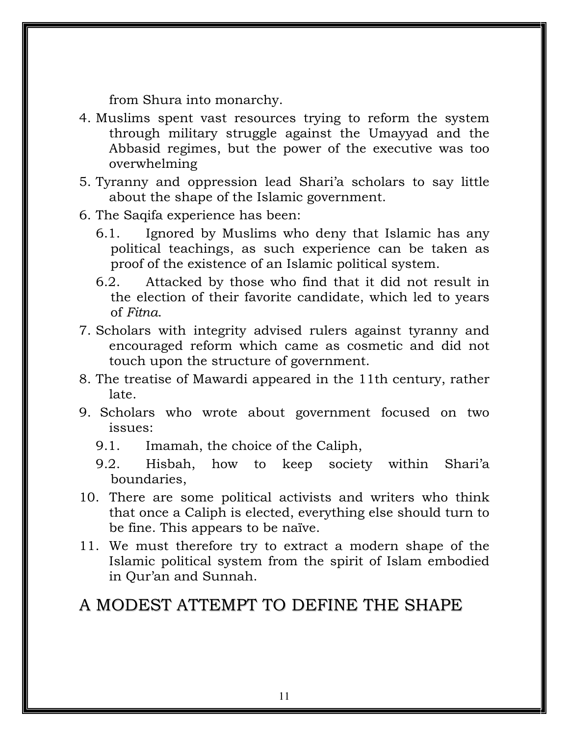from Shura into monarchy.

4. Muslims spent vast resources trying to reform the system through military struggle against the Umayyad and the Abbasid regimes, but the power of the executive was too overwhelming
5. Tyranny and oppression lead Shari'a scholars to say little about the shape of the Islamic government.
6. The Saqifa experience has been:
   - 6.1. Ignored by Muslims who deny that Islamic has any political teachings, as such experience can be taken as proof of the existence of an Islamic political system.
   - 6.2. Attacked by those who find that it did not result in the election of their favorite candidate, which led to years of *Fitna*.
7. Scholars with integrity advised rulers against tyranny and encouraged reform which came as cosmetic and did not touch upon the structure of government.
8. The treatise of Mawardi appeared in the 11th century, rather late.
9. Scholars who wrote about government focused on two issues:
   - 9.1. Imamah, the choice of the Caliph,
   - 9.2. Hisbah, how to keep society within Shari'a boundaries,
10. There are some political activists and writers who think that once a Caliph is elected, everything else should turn to be fine. This appears to be naïve.
11. We must therefore try to extract a modern shape of the Islamic political system from the spirit of Islam embodied in Qur'an and Sunnah.

## A MODEST ATTEMPT TO DEFINE THE SHAPE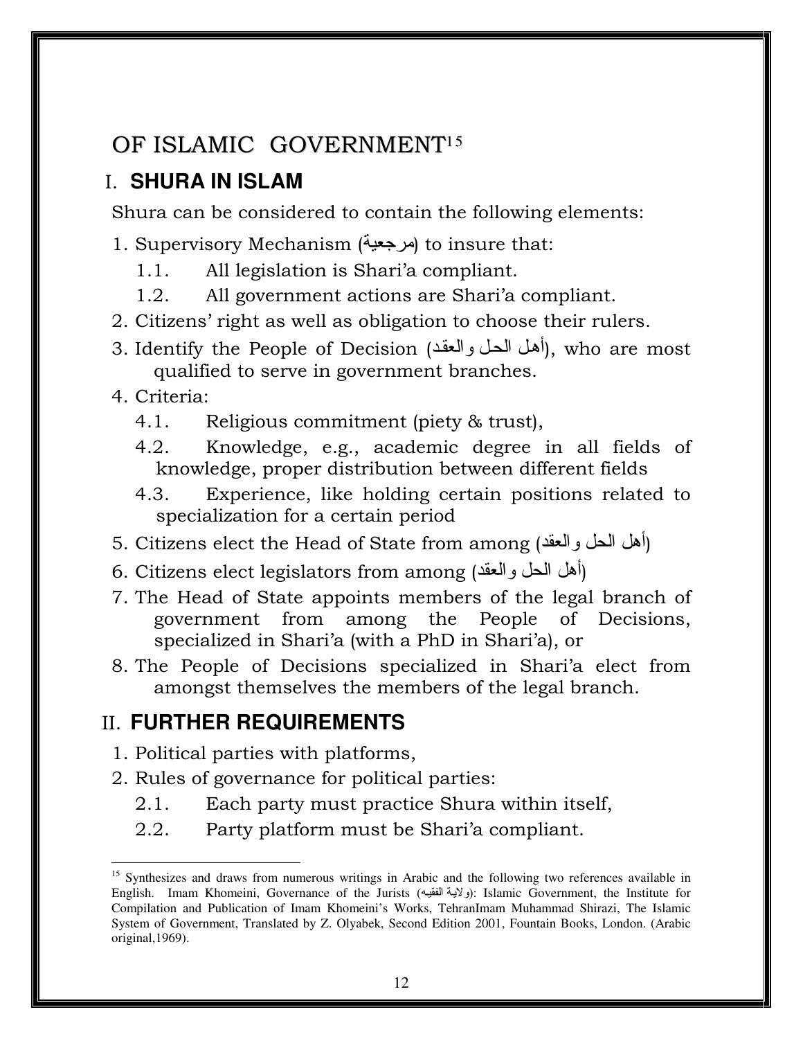# OF ISLAMIC GOVERNMENT[15]

## I. SHURA IN ISLAM

Shura can be considered to contain the following elements:

1. Supervisory Mechanism (مرجعية) to insure that:
   - 1.1. All legislation is Shari'a compliant.
   - 1.2. All government actions are Shari'a compliant.
2. Citizens' right as well as obligation to choose their rulers.
3. Identify the People of Decision (أهل الحل والعقد), who are most qualified to serve in government branches.
4. Criteria:
   - 4.1. Religious commitment (piety & trust),
   - 4.2. Knowledge, e.g., academic degree in all fields of knowledge, proper distribution between different fields
   - 4.3. Experience, like holding certain positions related to specialization for a certain period
5. Citizens elect the Head of State from among (أهل الحل والعقد)
6. Citizens elect legislators from among (أهل الحل والعقد)
7. The Head of State appoints members of the legal branch of government from among the People of Decisions, specialized in Shari'a (with a PhD in Shari'a), or
8. The People of Decisions specialized in Shari'a elect from amongst themselves the members of the legal branch.

## II. FURTHER REQUIREMENTS

1. Political parties with platforms,
2. Rules of governance for political parties:
   - 2.1. Each party must practice Shura within itself,
   - 2.2. Party platform must be Shari'a compliant.

---

[15] Synthesizes and draws from numerous writings in Arabic and the following two references available in English. Imam Khomeini, Governance of the Jurists (ولاية الفقيه): Islamic Government, the Institute for Compilation and Publication of Imam Khomeini's Works, TehranImam Muhammad Shirazi, The Islamic System of Government, Translated by Z. Olyabek, Second Edition 2001, Fountain Books, London. (Arabic original,1969).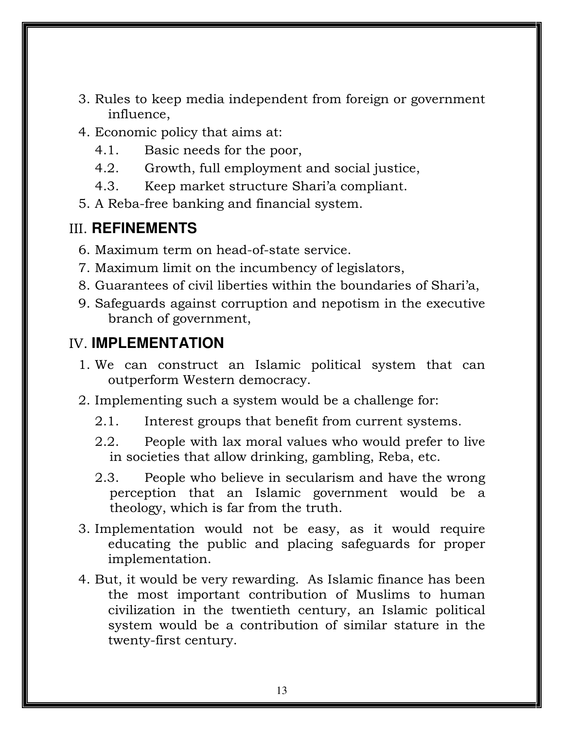3. Rules to keep media independent from foreign or government influence,
4. Economic policy that aims at:
    - 4.1. Basic needs for the poor,
    - 4.2. Growth, full employment and social justice,
    - 4.3. Keep market structure Shari'a compliant.
5. A Reba-free banking and financial system.

## III. **REFINEMENTS**

6. Maximum term on head-of-state service.
7. Maximum limit on the incumbency of legislators,
8. Guarantees of civil liberties within the boundaries of Shari'a,
9. Safeguards against corruption and nepotism in the executive branch of government,

## IV. **IMPLEMENTATION**

1. We can construct an Islamic political system that can outperform Western democracy.
2. Implementing such a system would be a challenge for:
    - 2.1. Interest groups that benefit from current systems.
    - 2.2. People with lax moral values who would prefer to live in societies that allow drinking, gambling, Reba, etc.
    - 2.3. People who believe in secularism and have the wrong perception that an Islamic government would be a theology, which is far from the truth.
3. Implementation would not be easy, as it would require educating the public and placing safeguards for proper implementation.
4. But, it would be very rewarding. As Islamic finance has been the most important contribution of Muslims to human civilization in the twentieth century, an Islamic political system would be a contribution of similar stature in the twenty-first century.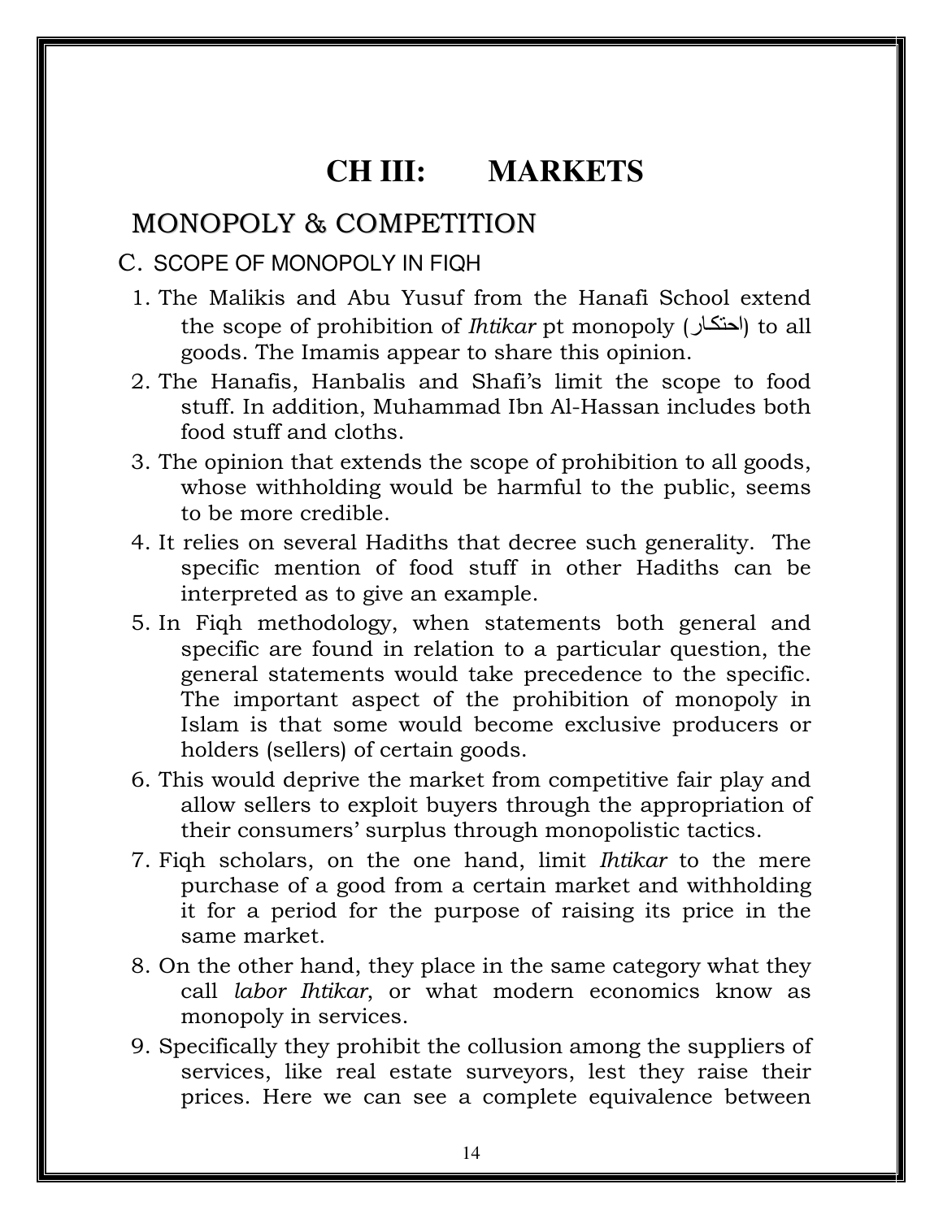# CH III: MARKETS

## MONOPOLY & COMPETITION

### C. SCOPE OF MONOPOLY IN FIQH

1. The Malikis and Abu Yusuf from the Hanafi School extend the scope of prohibition of *Ihtikar* pt monopoly (احتكار) to all goods. The Imamis appear to share this opinion.
2. The Hanafis, Hanbalis and Shafi's limit the scope to food stuff. In addition, Muhammad Ibn Al-Hassan includes both food stuff and cloths.
3. The opinion that extends the scope of prohibition to all goods, whose withholding would be harmful to the public, seems to be more credible.
4. It relies on several Hadiths that decree such generality. The specific mention of food stuff in other Hadiths can be interpreted as to give an example.
5. In Fiqh methodology, when statements both general and specific are found in relation to a particular question, the general statements would take precedence to the specific. The important aspect of the prohibition of monopoly in Islam is that some would become exclusive producers or holders (sellers) of certain goods.
6. This would deprive the market from competitive fair play and allow sellers to exploit buyers through the appropriation of their consumers' surplus through monopolistic tactics.
7. Fiqh scholars, on the one hand, limit *Ihtikar* to the mere purchase of a good from a certain market and withholding it for a period for the purpose of raising its price in the same market.
8. On the other hand, they place in the same category what they call *labor Ihtikar*, or what modern economics know as monopoly in services.
9. Specifically they prohibit the collusion among the suppliers of services, like real estate surveyors, lest they raise their prices. Here we can see a complete equivalence between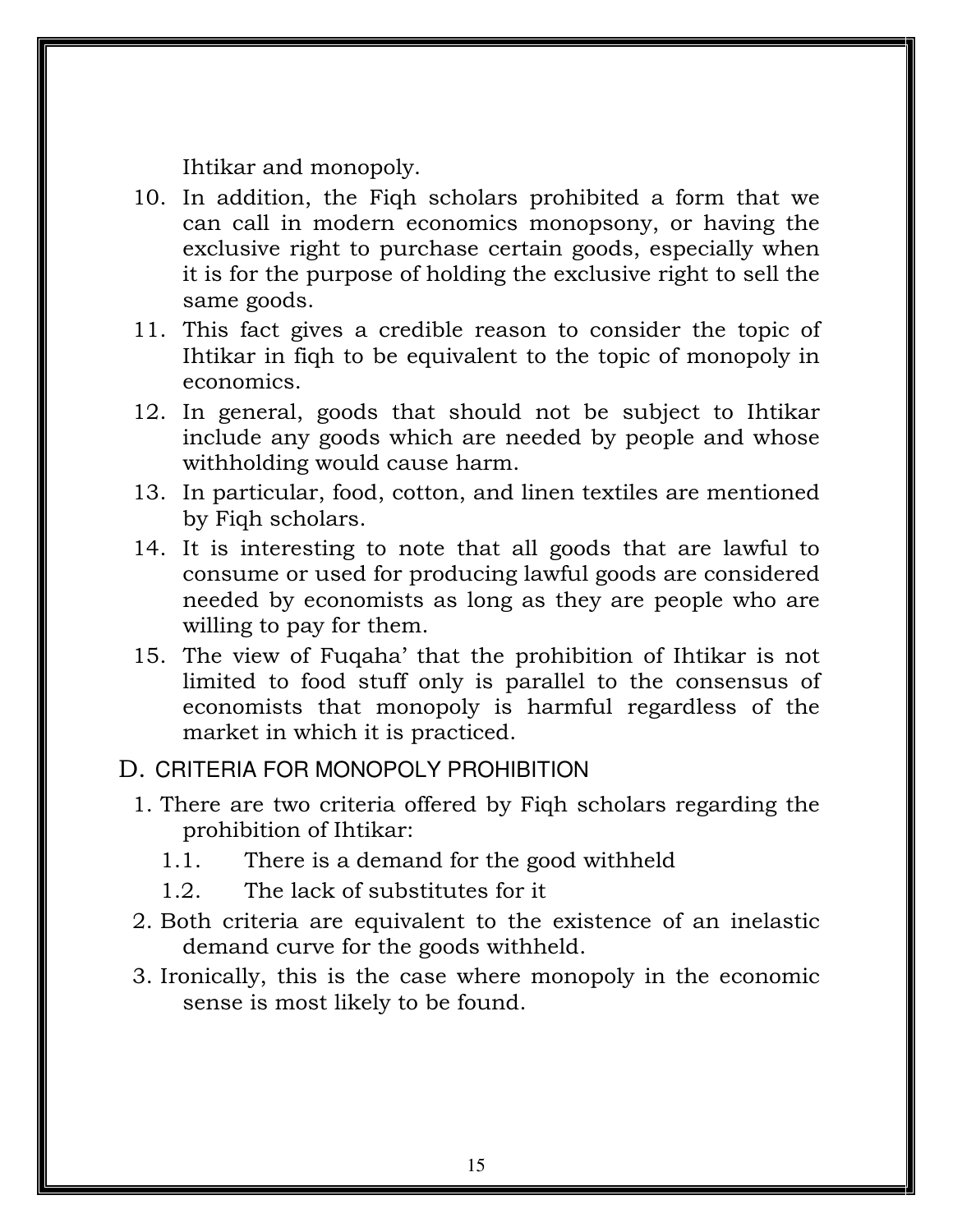Ihtikar and monopoly.

10. In addition, the Fiqh scholars prohibited a form that we can call in modern economics monopsony, or having the exclusive right to purchase certain goods, especially when it is for the purpose of holding the exclusive right to sell the same goods.
11. This fact gives a credible reason to consider the topic of Ihtikar in fiqh to be equivalent to the topic of monopoly in economics.
12. In general, goods that should not be subject to Ihtikar include any goods which are needed by people and whose withholding would cause harm.
13. In particular, food, cotton, and linen textiles are mentioned by Fiqh scholars.
14. It is interesting to note that all goods that are lawful to consume or used for producing lawful goods are considered needed by economists as long as they are people who are willing to pay for them.
15. The view of Fuqaha' that the prohibition of Ihtikar is not limited to food stuff only is parallel to the consensus of economists that monopoly is harmful regardless of the market in which it is practiced.

## D. CRITERIA FOR MONOPOLY PROHIBITION

1. There are two criteria offered by Fiqh scholars regarding the prohibition of Ihtikar:
   - 1.1. There is a demand for the good withheld
   - 1.2. The lack of substitutes for it
2. Both criteria are equivalent to the existence of an inelastic demand curve for the goods withheld.
3. Ironically, this is the case where monopoly in the economic sense is most likely to be found.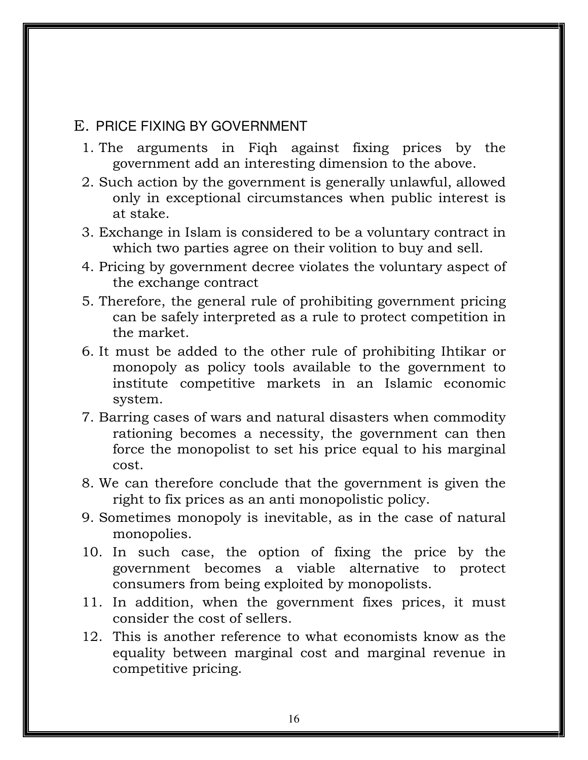## E. PRICE FIXING BY GOVERNMENT

1. The arguments in Fiqh against fixing prices by the government add an interesting dimension to the above.
2. Such action by the government is generally unlawful, allowed only in exceptional circumstances when public interest is at stake.
3. Exchange in Islam is considered to be a voluntary contract in which two parties agree on their volition to buy and sell.
4. Pricing by government decree violates the voluntary aspect of the exchange contract
5. Therefore, the general rule of prohibiting government pricing can be safely interpreted as a rule to protect competition in the market.
6. It must be added to the other rule of prohibiting Ihtikar or monopoly as policy tools available to the government to institute competitive markets in an Islamic economic system.
7. Barring cases of wars and natural disasters when commodity rationing becomes a necessity, the government can then force the monopolist to set his price equal to his marginal cost.
8. We can therefore conclude that the government is given the right to fix prices as an anti monopolistic policy.
9. Sometimes monopoly is inevitable, as in the case of natural monopolies.
10. In such case, the option of fixing the price by the government becomes a viable alternative to protect consumers from being exploited by monopolists.
11. In addition, when the government fixes prices, it must consider the cost of sellers.
12. This is another reference to what economists know as the equality between marginal cost and marginal revenue in competitive pricing.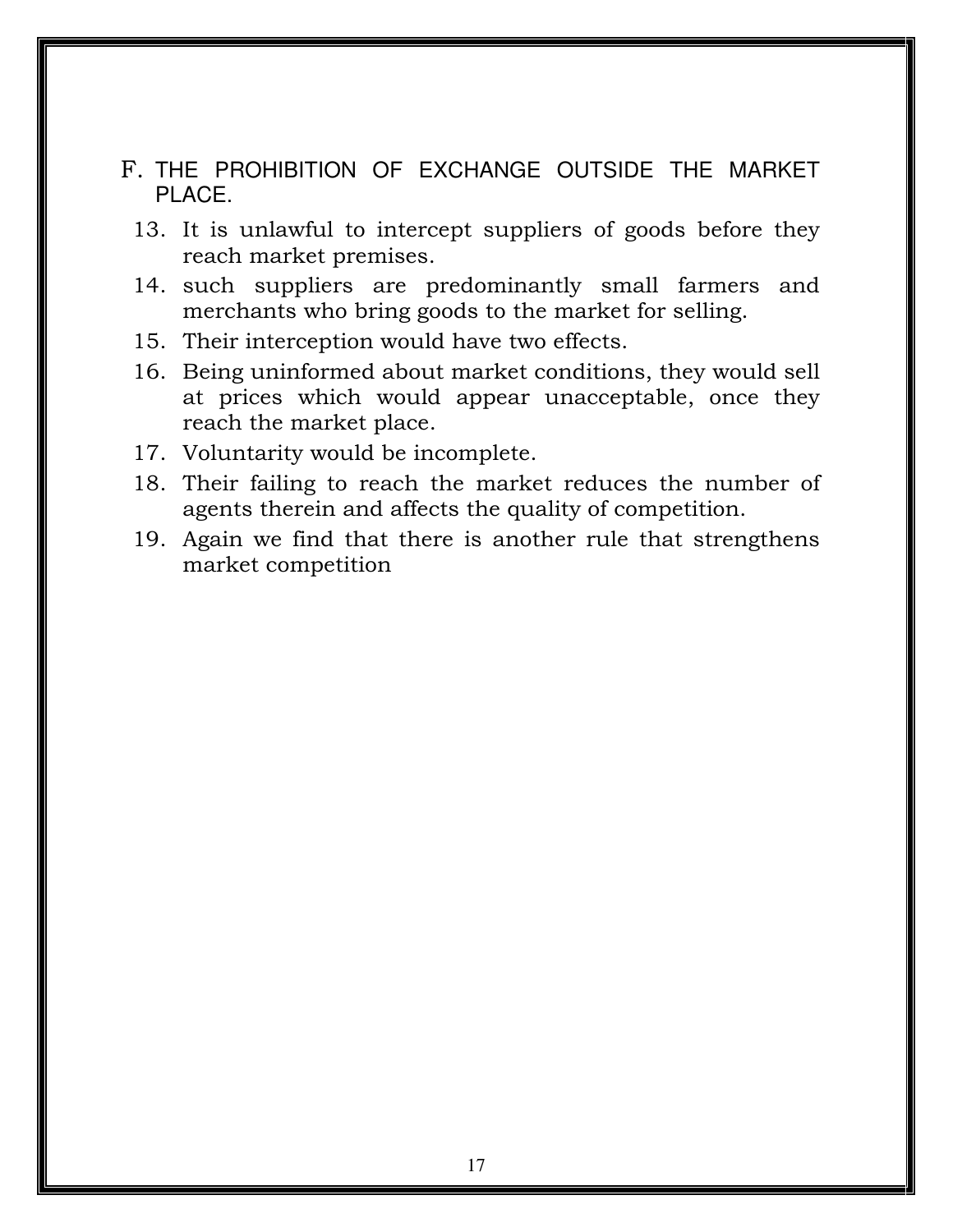## F. THE PROHIBITION OF EXCHANGE OUTSIDE THE MARKET PLACE.

13. It is unlawful to intercept suppliers of goods before they reach market premises.
14. such suppliers are predominantly small farmers and merchants who bring goods to the market for selling.
15. Their interception would have two effects.
16. Being uninformed about market conditions, they would sell at prices which would appear unacceptable, once they reach the market place.
17. Voluntarity would be incomplete.
18. Their failing to reach the market reduces the number of agents therein and affects the quality of competition.
19. Again we find that there is another rule that strengthens market competition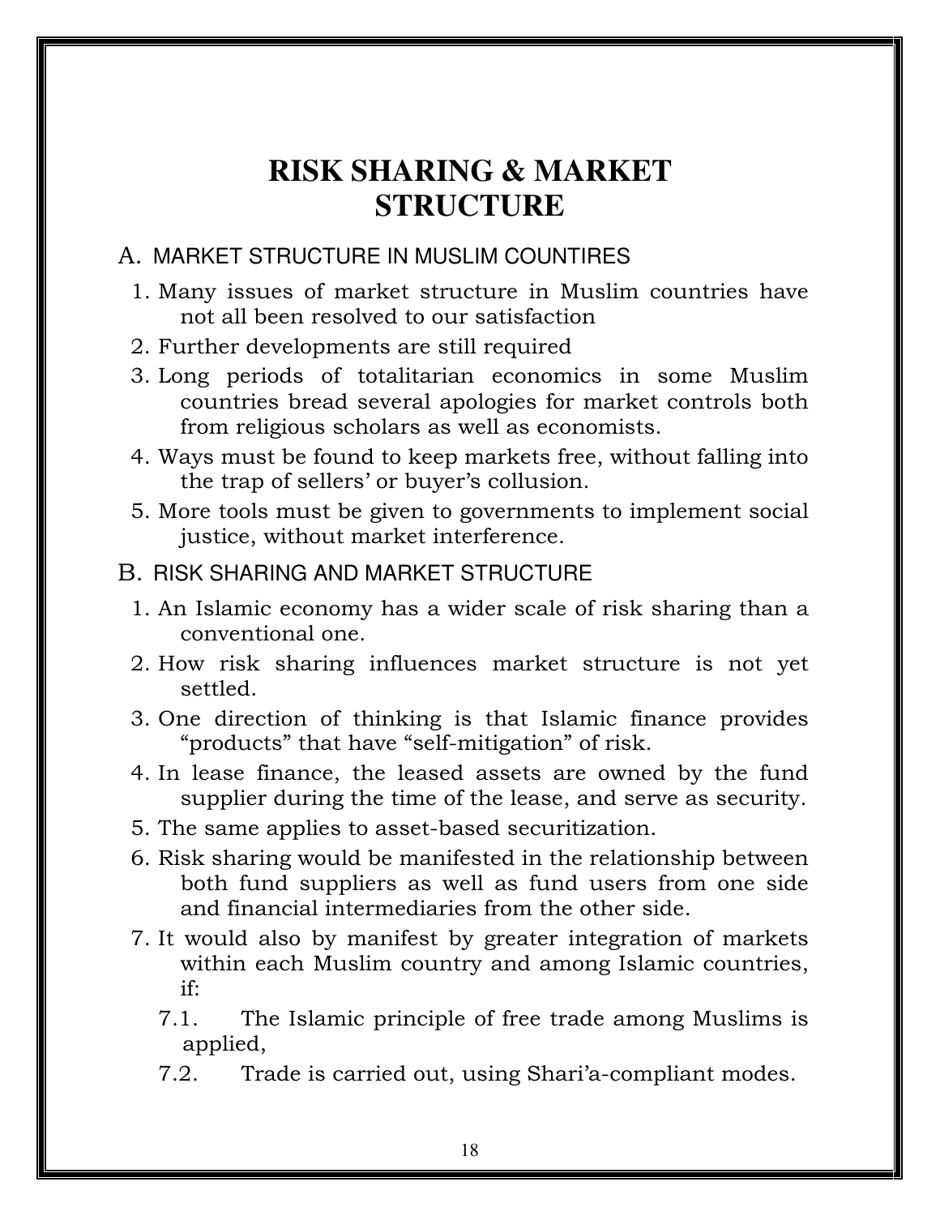# RISK SHARING & MARKET STRUCTURE

## A. MARKET STRUCTURE IN MUSLIM COUNTIRES

1. Many issues of market structure in Muslim countries have not all been resolved to our satisfaction
2. Further developments are still required
3. Long periods of totalitarian economics in some Muslim countries bread several apologies for market controls both from religious scholars as well as economists.
4. Ways must be found to keep markets free, without falling into the trap of sellers' or buyer's collusion.
5. More tools must be given to governments to implement social justice, without market interference.

## B. RISK SHARING AND MARKET STRUCTURE

1. An Islamic economy has a wider scale of risk sharing than a conventional one.
2. How risk sharing influences market structure is not yet settled.
3. One direction of thinking is that Islamic finance provides "products" that have "self-mitigation" of risk.
4. In lease finance, the leased assets are owned by the fund supplier during the time of the lease, and serve as security.
5. The same applies to asset-based securitization.
6. Risk sharing would be manifested in the relationship between both fund suppliers as well as fund users from one side and financial intermediaries from the other side.
7. It would also by manifest by greater integration of markets within each Muslim country and among Islamic countries, if:
   - 7.1. The Islamic principle of free trade among Muslims is applied,
   - 7.2. Trade is carried out, using Shari'a-compliant modes.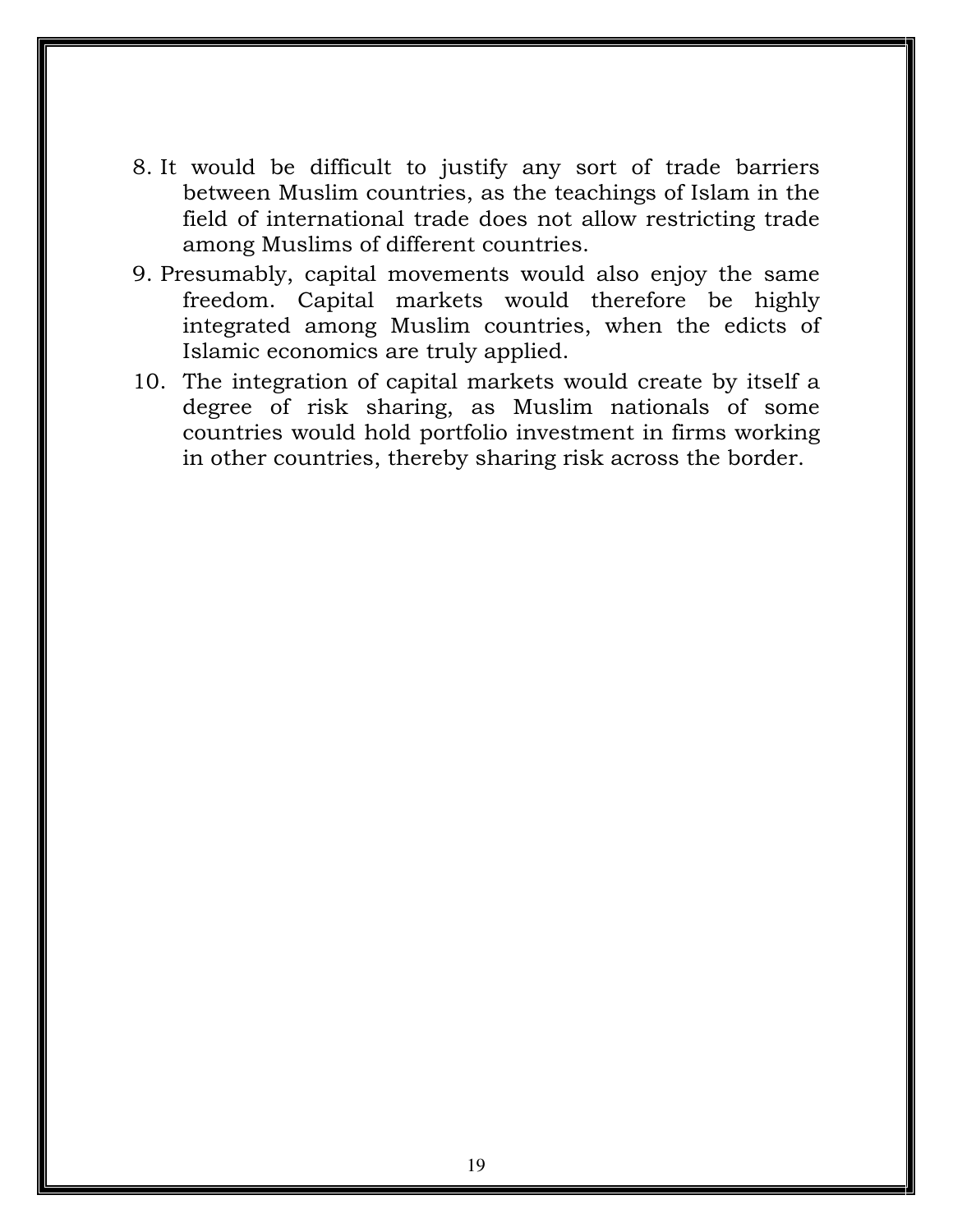8. It would be difficult to justify any sort of trade barriers between Muslim countries, as the teachings of Islam in the field of international trade does not allow restricting trade among Muslims of different countries.
9. Presumably, capital movements would also enjoy the same freedom. Capital markets would therefore be highly integrated among Muslim countries, when the edicts of Islamic economics are truly applied.
10. The integration of capital markets would create by itself a degree of risk sharing, as Muslim nationals of some countries would hold portfolio investment in firms working in other countries, thereby sharing risk across the border.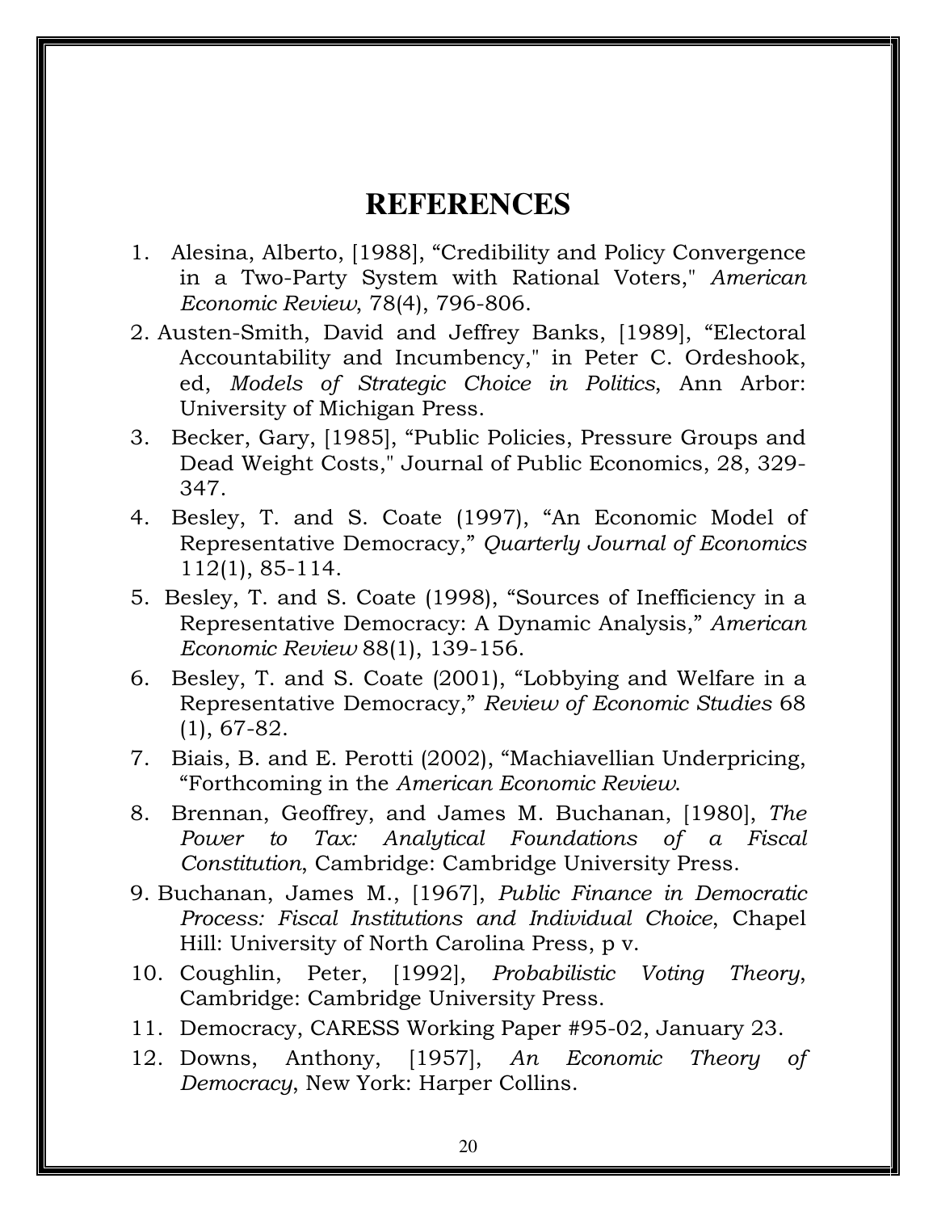# REFERENCES

1. Alesina, Alberto, [1988], “Credibility and Policy Convergence in a Two-Party System with Rational Voters," *American Economic Review*, 78(4), 796-806.
2. Austen-Smith, David and Jeffrey Banks, [1989], “Electoral Accountability and Incumbency," in Peter C. Ordeshook, ed, *Models of Strategic Choice in Politics*, Ann Arbor: University of Michigan Press.
3. Becker, Gary, [1985], “Public Policies, Pressure Groups and Dead Weight Costs," Journal of Public Economics, 28, 329-347.
4. Besley, T. and S. Coate (1997), “An Economic Model of Representative Democracy,” *Quarterly Journal of Economics* 112(1), 85-114.
5. Besley, T. and S. Coate (1998), “Sources of Inefficiency in a Representative Democracy: A Dynamic Analysis,” *American Economic Review* 88(1), 139-156.
6. Besley, T. and S. Coate (2001), “Lobbying and Welfare in a Representative Democracy,” *Review of Economic Studies* 68 (1), 67-82.
7. Biais, B. and E. Perotti (2002), “Machiavellian Underpricing, “Forthcoming in the *American Economic Review*.
8. Brennan, Geoffrey, and James M. Buchanan, [1980], *The Power to Tax: Analytical Foundations of a Fiscal Constitution*, Cambridge: Cambridge University Press.
9. Buchanan, James M., [1967], *Public Finance in Democratic Process: Fiscal Institutions and Individual Choice*, Chapel Hill: University of North Carolina Press, p v.
10. Coughlin, Peter, [1992], *Probabilistic Voting Theory*, Cambridge: Cambridge University Press.
11. Democracy, CARESS Working Paper #95-02, January 23.
12. Downs, Anthony, [1957], *An Economic Theory of Democracy*, New York: Harper Collins.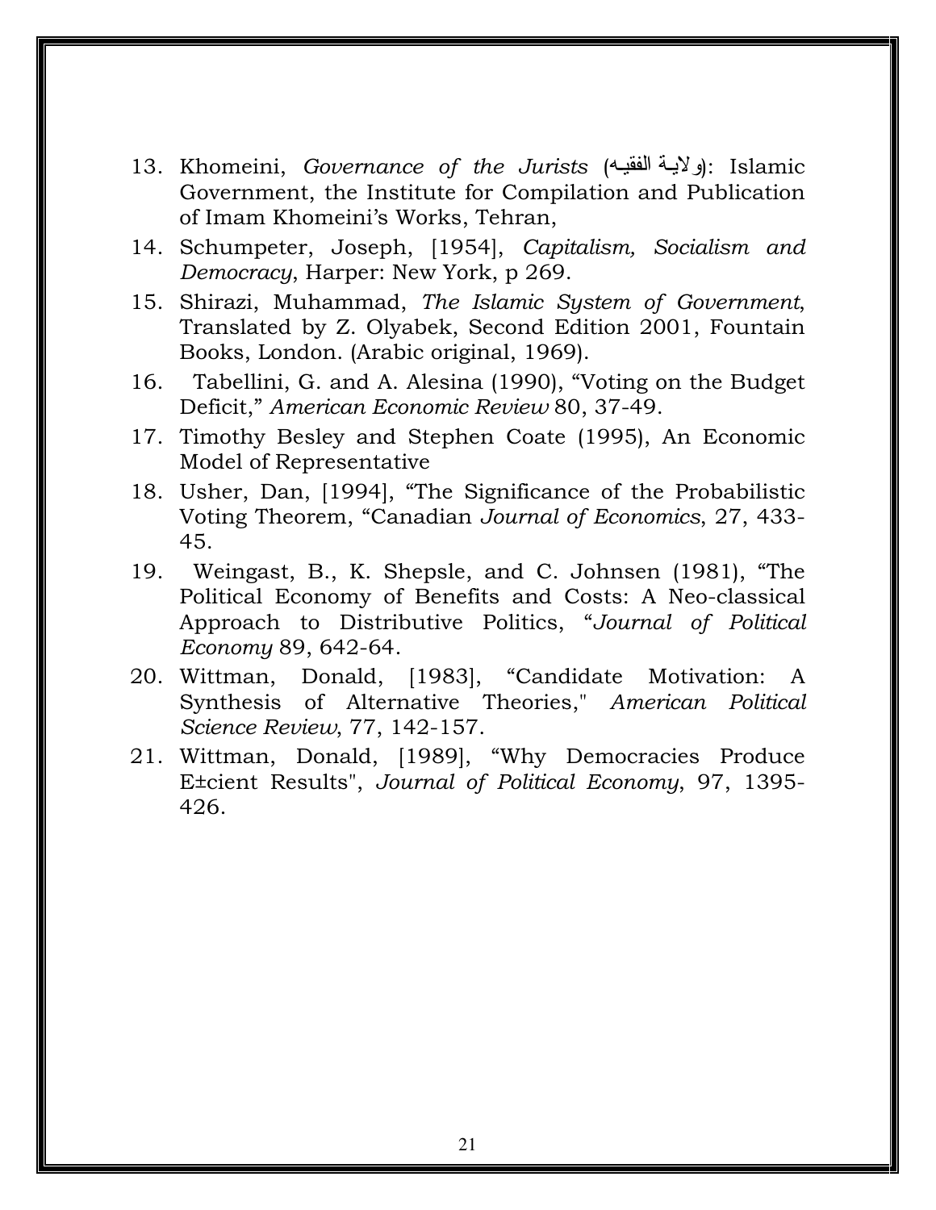13. Khomeini, *Governance of the Jurists* (ولايـة الفقيـه): Islamic Government, the Institute for Compilation and Publication of Imam Khomeini's Works, Tehran,
14. Schumpeter, Joseph, [1954], *Capitalism, Socialism and Democracy*, Harper: New York, p 269.
15. Shirazi, Muhammad, *The Islamic System of Government*, Translated by Z. Olyabek, Second Edition 2001, Fountain Books, London. (Arabic original, 1969).
16. Tabellini, G. and A. Alesina (1990), "Voting on the Budget Deficit," *American Economic Review* 80, 37-49.
17. Timothy Besley and Stephen Coate (1995), An Economic Model of Representative
18. Usher, Dan, [1994], "The Significance of the Probabilistic Voting Theorem, "Canadian *Journal of Economics*, 27, 433-45.
19. Weingast, B., K. Shepsle, and C. Johnsen (1981), "The Political Economy of Benefits and Costs: A Neo-classical Approach to Distributive Politics, "*Journal of Political Economy* 89, 642-64.
20. Wittman, Donald, [1983], "Candidate Motivation: A Synthesis of Alternative Theories," *American Political Science Review*, 77, 142-157.
21. Wittman, Donald, [1989], "Why Democracies Produce E±cient Results", *Journal of Political Economy*, 97, 1395-426.